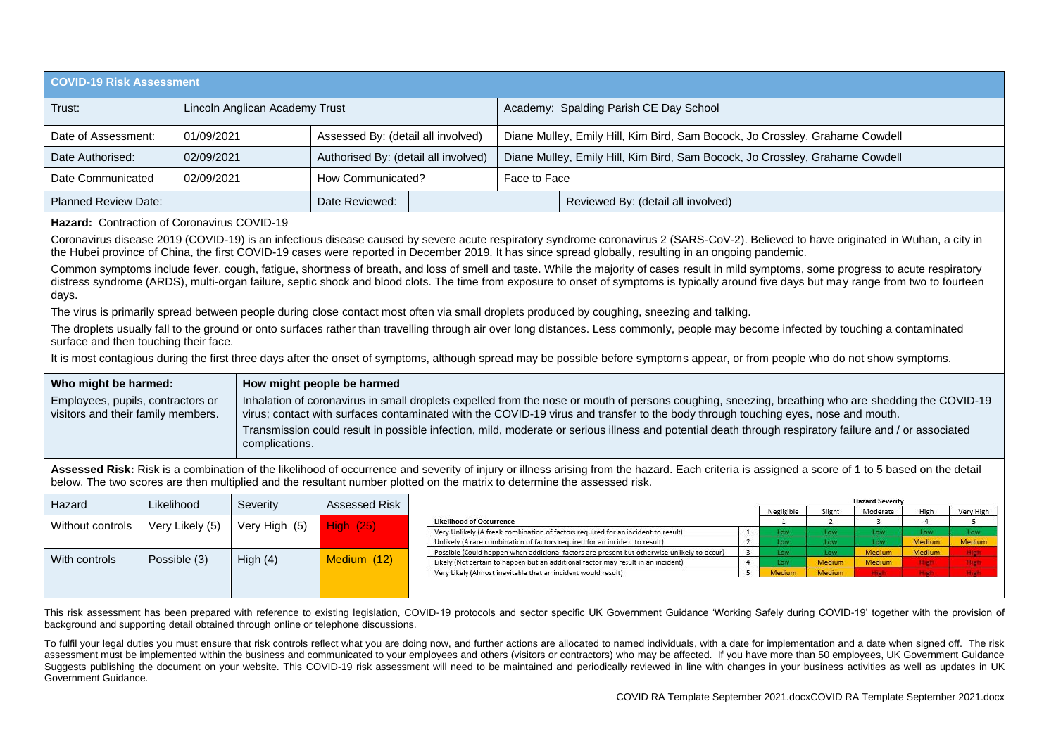# COVID-19 Risk Assessment

| Trust: | Lincoln Anglican Academy Trust | | | Academy: Spalding Parish CE Day School | |
|---|---|---|---|---|---|
| Date of Assessment: | 01/09/2021 | Assessed By: (detail all involved) | | Diane Mulley, Emily Hill, Kim Bird, Sam Bocock, Jo Crossley, Grahame Cowdell | |
| Date Authorised: | 02/09/2021 | Authorised By: (detail all involved) | | Diane Mulley, Emily Hill, Kim Bird, Sam Bocock, Jo Crossley, Grahame Cowdell | |
| Date Communicated | 02/09/2021 | How Communicated? | | Face to Face | |
| Planned Review Date: | | Date Reviewed: | | Reviewed By: (detail all involved) | |

**Hazard:** Contraction of Coronavirus COVID-19

Coronavirus disease 2019 (COVID-19) is an infectious disease caused by severe acute respiratory syndrome coronavirus 2 (SARS-CoV-2). Believed to have originated in Wuhan, a city in the Hubei province of China, the first COVID-19 cases were reported in December 2019. It has since spread globally, resulting in an ongoing pandemic.

Common symptoms include fever, cough, fatigue, shortness of breath, and loss of smell and taste. While the majority of cases result in mild symptoms, some progress to acute respiratory distress syndrome (ARDS), multi-organ failure, septic shock and blood clots. The time from exposure to onset of symptoms is typically around five days but may range from two to fourteen days.

The virus is primarily spread between people during close contact most often via small droplets produced by coughing, sneezing and talking.

The droplets usually fall to the ground or onto surfaces rather than travelling through air over long distances. Less commonly, people may become infected by touching a contaminated surface and then touching their face.

It is most contagious during the first three days after the onset of symptoms, although spread may be possible before symptoms appear, or from people who do not show symptoms.

| Who might be harmed: | How might people be harmed |
|---|---|
| Employees, pupils, contractors or visitors and their family members. | Inhalation of coronavirus in small droplets expelled from the nose or mouth of persons coughing, sneezing, breathing who are shedding the COVID-19 virus; contact with surfaces contaminated with the COVID-19 virus and transfer to the body through touching eyes, nose and mouth. Transmission could result in possible infection, mild, moderate or serious illness and potential death through respiratory failure and / or associated complications. |

**Assessed Risk:** Risk is a combination of the likelihood of occurrence and severity of injury or illness arising from the hazard. Each criteria is assigned a score of 1 to 5 based on the detail below. The two scores are then multiplied and the resultant number plotted on the matrix to determine the assessed risk.

| Hazard | Likelihood | Severity | Assessed Risk |
|---|---|---|---|
| Without controls | Very Likely (5) | Very High (5) | High (25) |
| With controls | Possible (3) | High (4) | Medium (12) |

| | | Hazard Severity | | | | |
|---|---|---|---|---|---|---|
| | | Negligible | Slight | Moderate | High | Very High |
| **Likelihood of Occurrence** | | 1 | 2 | 3 | 4 | 5 |
| Very Unlikely (A freak combination of factors required for an incident to result) | 1 | Low | Low | Low | Low | Low |
| Unlikely (A rare combination of factors required for an incident to result) | 2 | Low | Low | Low | Medium | Medium |
| Possible (Could happen when additional factors are present but otherwise unlikely to occur) | 3 | Low | Low | Medium | Medium | High |
| Likely (Not certain to happen but an additional factor may result in an incident) | 4 | Low | Medium | Medium | High | High |
| Very Likely (Almost inevitable that an incident would result) | 5 | Medium | Medium | High | High | High |

This risk assessment has been prepared with reference to existing legislation, COVID-19 protocols and sector specific UK Government Guidance 'Working Safely during COVID-19' together with the provision of background and supporting detail obtained through online or telephone discussions.

To fulfil your legal duties you must ensure that risk controls reflect what you are doing now, and further actions are allocated to named individuals, with a date for implementation and a date when signed off. The risk assessment must be implemented within the business and communicated to your employees and others (visitors or contractors) who may be affected. If you have more than 50 employees, UK Government Guidance Suggests publishing the document on your website. This COVID-19 risk assessment will need to be maintained and periodically reviewed in line with changes in your business activities as well as updates in UK Government Guidance.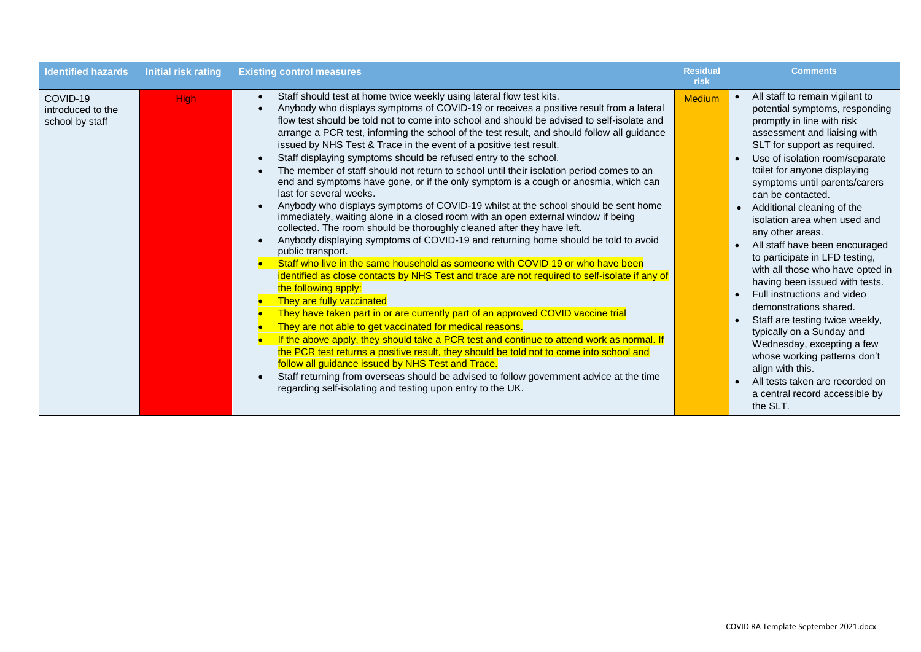| Identified hazards | Initial risk rating | Existing control measures | Residual risk | Comments |
|---|---|---|---|---|
| COVID-19 introduced to the school by staff | High | • Staff should test at home twice weekly using lateral flow test kits.<br>• Anybody who displays symptoms of COVID-19 or receives a positive result from a lateral flow test should be told not to come into school and should be advised to self-isolate and arrange a PCR test, informing the school of the test result, and should follow all guidance issued by NHS Test & Trace in the event of a positive test result.<br>• Staff displaying symptoms should be refused entry to the school.<br>• The member of staff should not return to school until their isolation period comes to an end and symptoms have gone, or if the only symptom is a cough or anosmia, which can last for several weeks.<br>• Anybody who displays symptoms of COVID-19 whilst at the school should be sent home immediately, waiting alone in a closed room with an open external window if being collected. The room should be thoroughly cleaned after they have left.<br>• Anybody displaying symptoms of COVID-19 and returning home should be told to avoid public transport.<br>• Staff who live in the same household as someone with COVID 19 or who have been identified as close contacts by NHS Test and trace are not required to self-isolate if any of the following apply:<br>• They are fully vaccinated<br>• They have taken part in or are currently part of an approved COVID vaccine trial<br>• They are not able to get vaccinated for medical reasons.<br>• If the above apply, they should take a PCR test and continue to attend work as normal. If the PCR test returns a positive result, they should be told not to come into school and follow all guidance issued by NHS Test and Trace.<br>• Staff returning from overseas should be advised to follow government advice at the time regarding self-isolating and testing upon entry to the UK. | Medium | • All staff to remain vigilant to potential symptoms, responding promptly in line with risk assessment and liaising with SLT for support as required.<br>• Use of isolation room/separate toilet for anyone displaying symptoms until parents/carers can be contacted.<br>• Additional cleaning of the isolation area when used and any other areas.<br>• All staff have been encouraged to participate in LFD testing, with all those who have opted in having been issued with tests.<br>• Full instructions and video demonstrations shared.<br>• Staff are testing twice weekly, typically on a Sunday and Wednesday, excepting a few whose working patterns don't align with this.<br>• All tests taken are recorded on a central record accessible by the SLT. |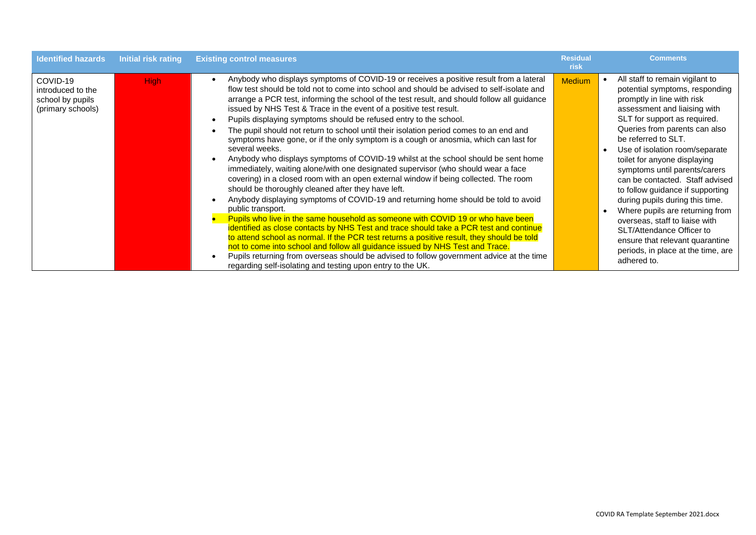| Identified hazards | Initial risk rating | Existing control measures | Residual risk | Comments |
|---|---|---|---|---|
| COVID-19 introduced to the school by pupils (primary schools) | High | • Anybody who displays symptoms of COVID-19 or receives a positive result from a lateral flow test should be told not to come into school and should be advised to self-isolate and arrange a PCR test, informing the school of the test result, and should follow all guidance issued by NHS Test & Trace in the event of a positive test result.<br>• Pupils displaying symptoms should be refused entry to the school.<br>• The pupil should not return to school until their isolation period comes to an end and symptoms have gone, or if the only symptom is a cough or anosmia, which can last for several weeks.<br>• Anybody who displays symptoms of COVID-19 whilst at the school should be sent home immediately, waiting alone/with one designated supervisor (who should wear a face covering) in a closed room with an open external window if being collected. The room should be thoroughly cleaned after they have left.<br>• Anybody displaying symptoms of COVID-19 and returning home should be told to avoid public transport.<br>• Pupils who live in the same household as someone with COVID 19 or who have been identified as close contacts by NHS Test and trace should take a PCR test and continue to attend school as normal. If the PCR test returns a positive result, they should be told not to come into school and follow all guidance issued by NHS Test and Trace.<br>• Pupils returning from overseas should be advised to follow government advice at the time regarding self-isolating and testing upon entry to the UK. | Medium | • All staff to remain vigilant to potential symptoms, responding promptly in line with risk assessment and liaising with SLT for support as required. Queries from parents can also be referred to SLT.<br>• Use of isolation room/separate toilet for anyone displaying symptoms until parents/carers can be contacted. Staff advised to follow guidance if supporting during pupils during this time.<br>• Where pupils are returning from overseas, staff to liaise with SLT/Attendance Officer to ensure that relevant quarantine periods, in place at the time, are adhered to. |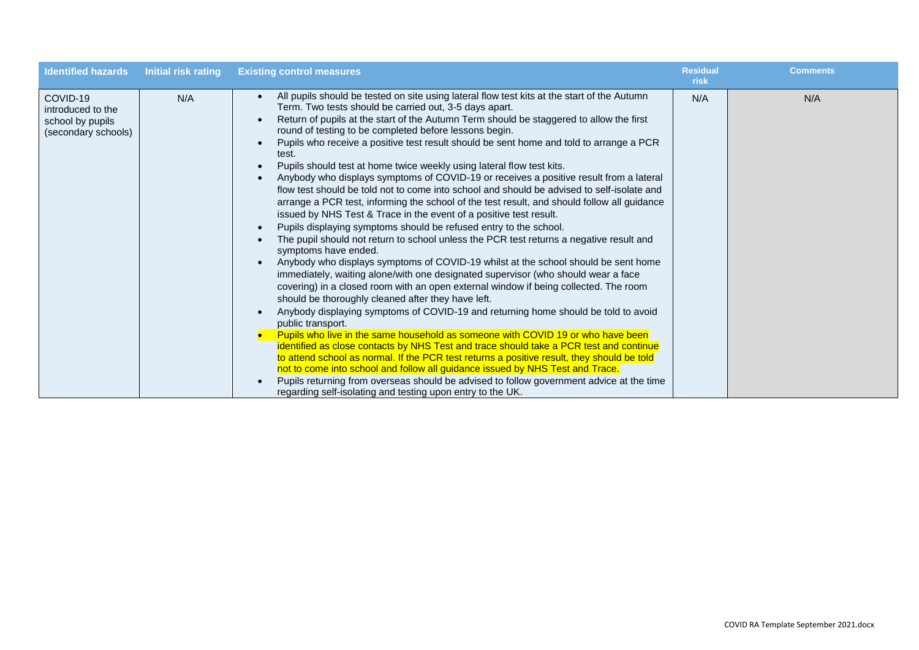| Identified hazards | Initial risk rating | Existing control measures | Residual risk | Comments |
| --- | --- | --- | --- | --- |
| COVID-19 introduced to the school by pupils (secondary schools) | N/A | • All pupils should be tested on site using lateral flow test kits at the start of the Autumn Term. Two tests should be carried out, 3-5 days apart.<br>• Return of pupils at the start of the Autumn Term should be staggered to allow the first round of testing to be completed before lessons begin.<br>• Pupils who receive a positive test result should be sent home and told to arrange a PCR test.<br>• Pupils should test at home twice weekly using lateral flow test kits.<br>• Anybody who displays symptoms of COVID-19 or receives a positive result from a lateral flow test should be told not to come into school and should be advised to self-isolate and arrange a PCR test, informing the school of the test result, and should follow all guidance issued by NHS Test & Trace in the event of a positive test result.<br>• Pupils displaying symptoms should be refused entry to the school.<br>• The pupil should not return to school unless the PCR test returns a negative result and symptoms have ended.<br>• Anybody who displays symptoms of COVID-19 whilst at the school should be sent home immediately, waiting alone/with one designated supervisor (who should wear a face covering) in a closed room with an open external window if being collected. The room should be thoroughly cleaned after they have left.<br>• Anybody displaying symptoms of COVID-19 and returning home should be told to avoid public transport.<br>• Pupils who live in the same household as someone with COVID 19 or who have been identified as close contacts by NHS Test and trace should take a PCR test and continue to attend school as normal. If the PCR test returns a positive result, they should be told not to come into school and follow all guidance issued by NHS Test and Trace.<br>• Pupils returning from overseas should be advised to follow government advice at the time regarding self-isolating and testing upon entry to the UK. | N/A | N/A |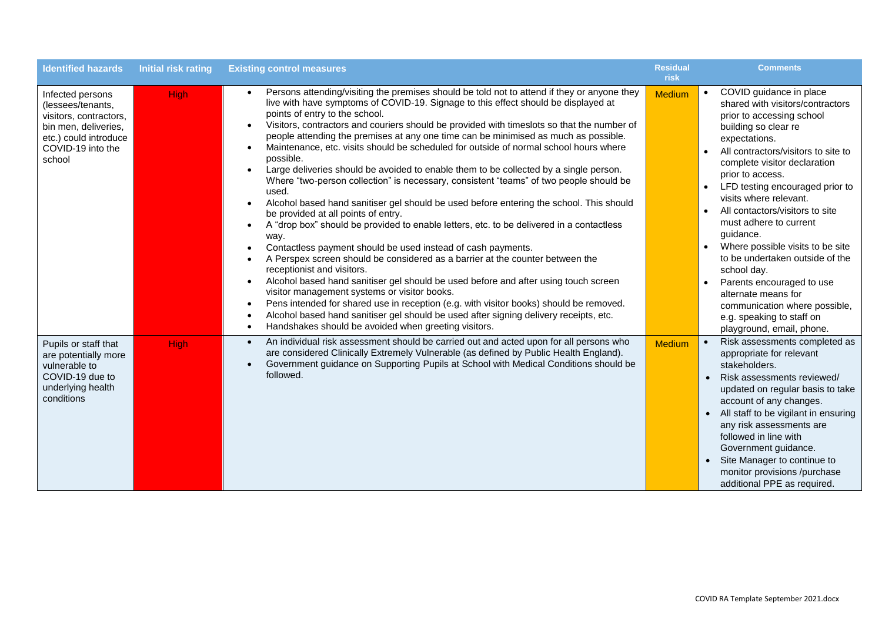| Identified hazards | Initial risk rating | Existing control measures | Residual risk | Comments |
|---|---|---|---|---|
| Infected persons (lessees/tenants, visitors, contractors, bin men, deliveries, etc.) could introduce COVID-19 into the school | High | • Persons attending/visiting the premises should be told not to attend if they or anyone they live with have symptoms of COVID-19. Signage to this effect should be displayed at points of entry to the school.<br>• Visitors, contractors and couriers should be provided with timeslots so that the number of people attending the premises at any one time can be minimised as much as possible.<br>• Maintenance, etc. visits should be scheduled for outside of normal school hours where possible.<br>• Large deliveries should be avoided to enable them to be collected by a single person. Where "two-person collection" is necessary, consistent "teams" of two people should be used.<br>• Alcohol based hand sanitiser gel should be used before entering the school. This should be provided at all points of entry.<br>• A "drop box" should be provided to enable letters, etc. to be delivered in a contactless way.<br>• Contactless payment should be used instead of cash payments.<br>• A Perspex screen should be considered as a barrier at the counter between the receptionist and visitors.<br>• Alcohol based hand sanitiser gel should be used before and after using touch screen visitor management systems or visitor books.<br>• Pens intended for shared use in reception (e.g. with visitor books) should be removed.<br>• Alcohol based hand sanitiser gel should be used after signing delivery receipts, etc.<br>• Handshakes should be avoided when greeting visitors. | Medium | • COVID guidance in place shared with visitors/contractors prior to accessing school building so clear re expectations.<br>• All contractors/visitors to site to complete visitor declaration prior to access.<br>• LFD testing encouraged prior to visits where relevant.<br>• All contactors/visitors to site must adhere to current guidance.<br>• Where possible visits to be site to be undertaken outside of the school day.<br>• Parents encouraged to use alternate means for communication where possible, e.g. speaking to staff on playground, email, phone. |
| Pupils or staff that are potentially more vulnerable to COVID-19 due to underlying health conditions | High | • An individual risk assessment should be carried out and acted upon for all persons who are considered Clinically Extremely Vulnerable (as defined by Public Health England).<br>• Government guidance on Supporting Pupils at School with Medical Conditions should be followed. | Medium | • Risk assessments completed as appropriate for relevant stakeholders.<br>• Risk assessments reviewed/ updated on regular basis to take account of any changes.<br>• All staff to be vigilant in ensuring any risk assessments are followed in line with Government guidance.<br>• Site Manager to continue to monitor provisions /purchase additional PPE as required. |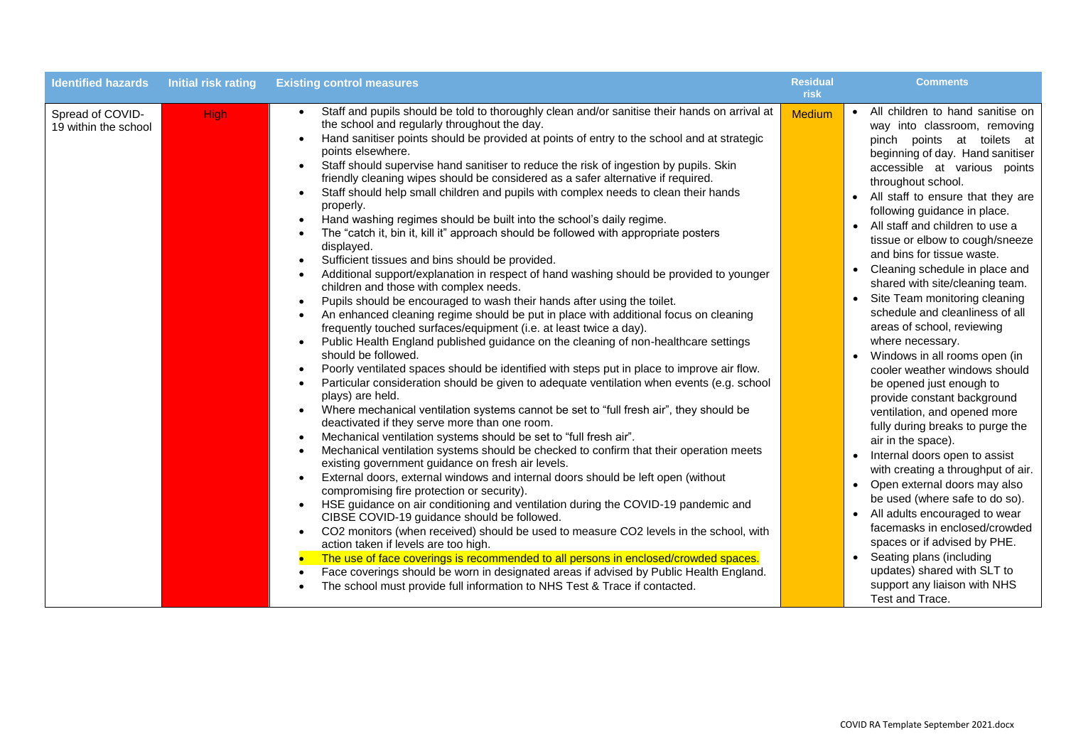| Identified hazards | Initial risk rating | Existing control measures | Residual risk | Comments |
|---|---|---|---|---|
| Spread of COVID-19 within the school | High | • Staff and pupils should be told to thoroughly clean and/or sanitise their hands on arrival at the school and regularly throughout the day.<br>• Hand sanitiser points should be provided at points of entry to the school and at strategic points elsewhere.<br>• Staff should supervise hand sanitiser to reduce the risk of ingestion by pupils. Skin friendly cleaning wipes should be considered as a safer alternative if required.<br>• Staff should help small children and pupils with complex needs to clean their hands properly.<br>• Hand washing regimes should be built into the school's daily regime.<br>• The "catch it, bin it, kill it" approach should be followed with appropriate posters displayed.<br>• Sufficient tissues and bins should be provided.<br>• Additional support/explanation in respect of hand washing should be provided to younger children and those with complex needs.<br>• Pupils should be encouraged to wash their hands after using the toilet.<br>• An enhanced cleaning regime should be put in place with additional focus on cleaning frequently touched surfaces/equipment (i.e. at least twice a day).<br>• Public Health England published guidance on the cleaning of non-healthcare settings should be followed.<br>• Poorly ventilated spaces should be identified with steps put in place to improve air flow.<br>• Particular consideration should be given to adequate ventilation when events (e.g. school plays) are held.<br>• Where mechanical ventilation systems cannot be set to "full fresh air", they should be deactivated if they serve more than one room.<br>• Mechanical ventilation systems should be set to "full fresh air".<br>• Mechanical ventilation systems should be checked to confirm that their operation meets existing government guidance on fresh air levels.<br>• External doors, external windows and internal doors should be left open (without compromising fire protection or security).<br>• HSE guidance on air conditioning and ventilation during the COVID-19 pandemic and CIBSE COVID-19 guidance should be followed.<br>• CO2 monitors (when received) should be used to measure CO2 levels in the school, with action taken if levels are too high.<br>• The use of face coverings is recommended to all persons in enclosed/crowded spaces.<br>• Face coverings should be worn in designated areas if advised by Public Health England.<br>• The school must provide full information to NHS Test & Trace if contacted. | Medium | • All children to hand sanitise on way into classroom, removing pinch points at toilets at beginning of day. Hand sanitiser accessible at various points throughout school.<br>• All staff to ensure that they are following guidance in place.<br>• All staff and children to use a tissue or elbow to cough/sneeze and bins for tissue waste.<br>• Cleaning schedule in place and shared with site/cleaning team.<br>• Site Team monitoring cleaning schedule and cleanliness of all areas of school, reviewing where necessary.<br>• Windows in all rooms open (in cooler weather windows should be opened just enough to provide constant background ventilation, and opened more fully during breaks to purge the air in the space).<br>• Internal doors open to assist with creating a throughput of air.<br>• Open external doors may also be used (where safe to do so).<br>• All adults encouraged to wear facemasks in enclosed/crowded spaces or if advised by PHE.<br>• Seating plans (including updates) shared with SLT to support any liaison with NHS Test and Trace. |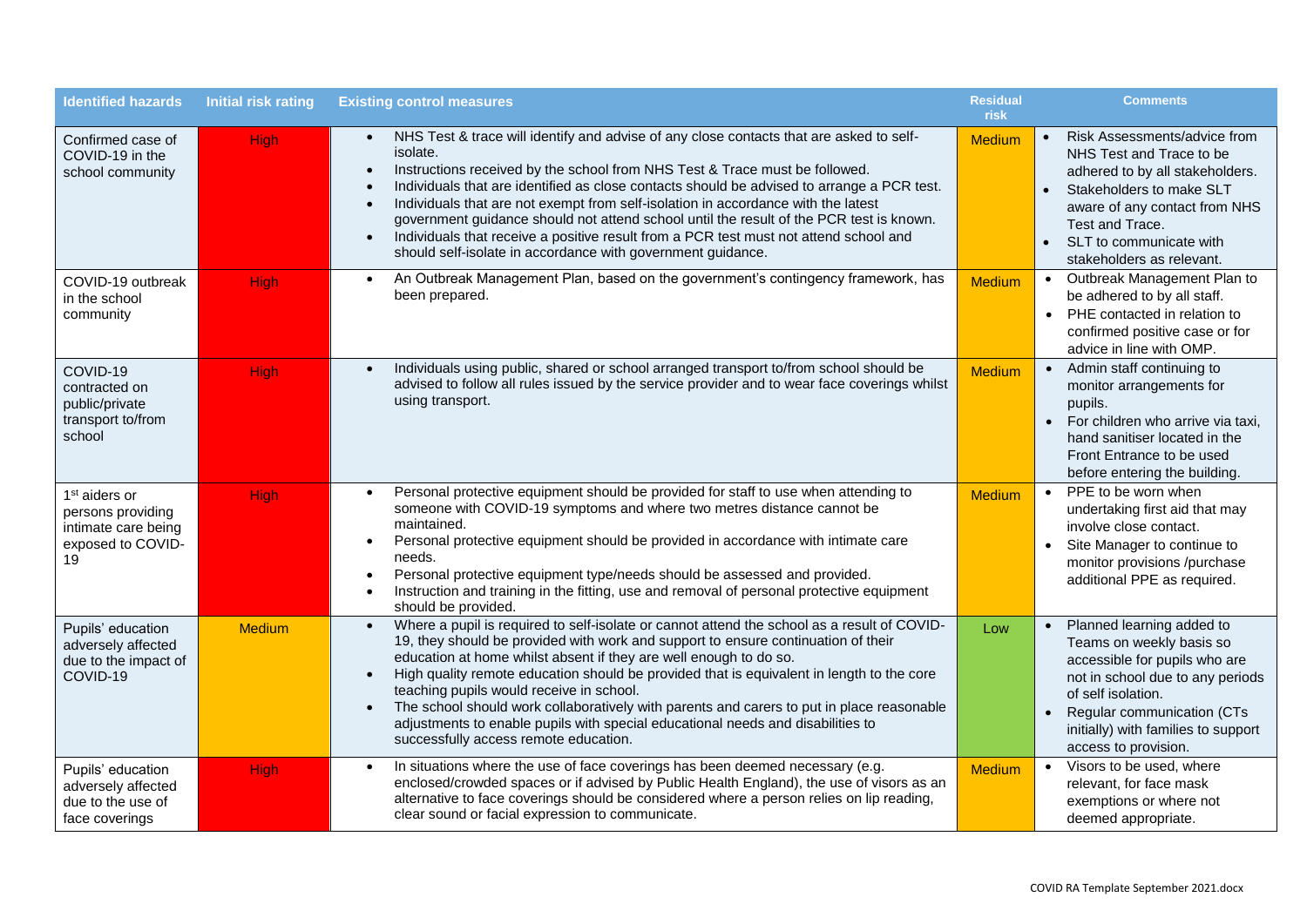| Identified hazards | Initial risk rating | Existing control measures | Residual risk | Comments |
|---|---|---|---|---|
| Confirmed case of COVID-19 in the school community | High | • NHS Test & trace will identify and advise of any close contacts that are asked to self-isolate.<br>• Instructions received by the school from NHS Test & Trace must be followed.<br>• Individuals that are identified as close contacts should be advised to arrange a PCR test.<br>• Individuals that are not exempt from self-isolation in accordance with the latest government guidance should not attend school until the result of the PCR test is known.<br>• Individuals that receive a positive result from a PCR test must not attend school and should self-isolate in accordance with government guidance. | Medium | • Risk Assessments/advice from NHS Test and Trace to be adhered to by all stakeholders.<br>• Stakeholders to make SLT aware of any contact from NHS Test and Trace.<br>• SLT to communicate with stakeholders as relevant. |
| COVID-19 outbreak in the school community | High | • An Outbreak Management Plan, based on the government's contingency framework, has been prepared. | Medium | • Outbreak Management Plan to be adhered to by all staff.<br>• PHE contacted in relation to confirmed positive case or for advice in line with OMP. |
| COVID-19 contracted on public/private transport to/from school | High | • Individuals using public, shared or school arranged transport to/from school should be advised to follow all rules issued by the service provider and to wear face coverings whilst using transport. | Medium | • Admin staff continuing to monitor arrangements for pupils.<br>• For children who arrive via taxi, hand sanitiser located in the Front Entrance to be used before entering the building. |
| 1st aiders or persons providing intimate care being exposed to COVID-19 | High | • Personal protective equipment should be provided for staff to use when attending to someone with COVID-19 symptoms and where two metres distance cannot be maintained.<br>• Personal protective equipment should be provided in accordance with intimate care needs.<br>• Personal protective equipment type/needs should be assessed and provided.<br>• Instruction and training in the fitting, use and removal of personal protective equipment should be provided. | Medium | • PPE to be worn when undertaking first aid that may involve close contact.<br>• Site Manager to continue to monitor provisions /purchase additional PPE as required. |
| Pupils' education adversely affected due to the impact of COVID-19 | Medium | • Where a pupil is required to self-isolate or cannot attend the school as a result of COVID-19, they should be provided with work and support to ensure continuation of their education at home whilst absent if they are well enough to do so.<br>• High quality remote education should be provided that is equivalent in length to the core teaching pupils would receive in school.<br>• The school should work collaboratively with parents and carers to put in place reasonable adjustments to enable pupils with special educational needs and disabilities to successfully access remote education. | Low | • Planned learning added to Teams on weekly basis so accessible for pupils who are not in school due to any periods of self isolation.<br>• Regular communication (CTs initially) with families to support access to provision. |
| Pupils' education adversely affected due to the use of face coverings | High | • In situations where the use of face coverings has been deemed necessary (e.g. enclosed/crowded spaces or if advised by Public Health England), the use of visors as an alternative to face coverings should be considered where a person relies on lip reading, clear sound or facial expression to communicate. | Medium | • Visors to be used, where relevant, for face mask exemptions or where not deemed appropriate. |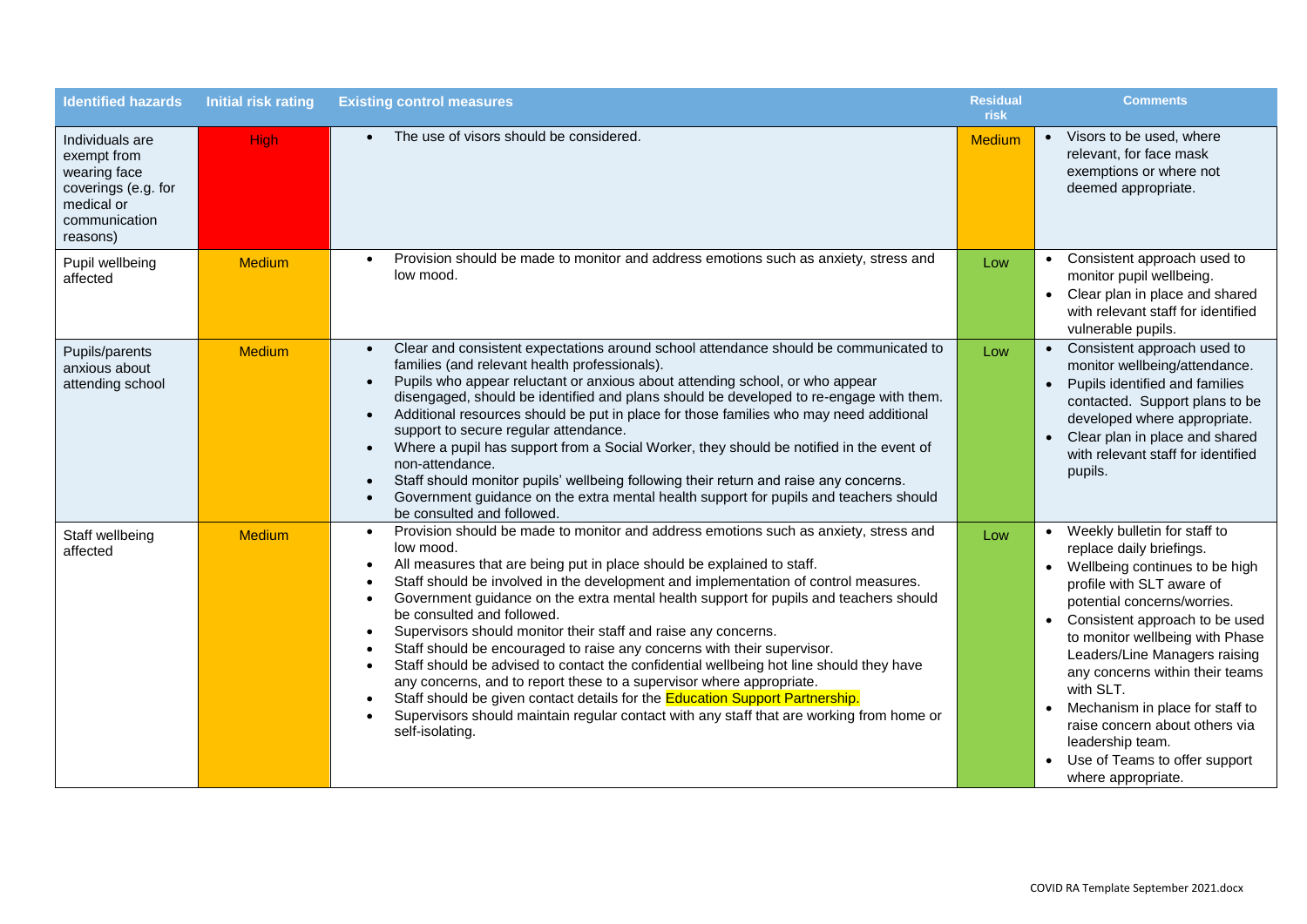| Identified hazards | Initial risk rating | Existing control measures | Residual risk | Comments |
|---|---|---|---|---|
| Individuals are exempt from wearing face coverings (e.g. for medical or communication reasons) | High | • The use of visors should be considered. | Medium | • Visors to be used, where relevant, for face mask exemptions or where not deemed appropriate. |
| Pupil wellbeing affected | Medium | • Provision should be made to monitor and address emotions such as anxiety, stress and low mood. | Low | • Consistent approach used to monitor pupil wellbeing.<br>• Clear plan in place and shared with relevant staff for identified vulnerable pupils. |
| Pupils/parents anxious about attending school | Medium | • Clear and consistent expectations around school attendance should be communicated to families (and relevant health professionals).<br>• Pupils who appear reluctant or anxious about attending school, or who appear disengaged, should be identified and plans should be developed to re-engage with them.<br>• Additional resources should be put in place for those families who may need additional support to secure regular attendance.<br>• Where a pupil has support from a Social Worker, they should be notified in the event of non-attendance.<br>• Staff should monitor pupils' wellbeing following their return and raise any concerns.<br>• Government guidance on the extra mental health support for pupils and teachers should be consulted and followed. | Low | • Consistent approach used to monitor wellbeing/attendance.<br>• Pupils identified and families contacted. Support plans to be developed where appropriate.<br>• Clear plan in place and shared with relevant staff for identified pupils. |
| Staff wellbeing affected | Medium | • Provision should be made to monitor and address emotions such as anxiety, stress and low mood.<br>• All measures that are being put in place should be explained to staff.<br>• Staff should be involved in the development and implementation of control measures.<br>• Government guidance on the extra mental health support for pupils and teachers should be consulted and followed.<br>• Supervisors should monitor their staff and raise any concerns.<br>• Staff should be encouraged to raise any concerns with their supervisor.<br>• Staff should be advised to contact the confidential wellbeing hot line should they have any concerns, and to report these to a supervisor where appropriate.<br>• Staff should be given contact details for the Education Support Partnership.<br>• Supervisors should maintain regular contact with any staff that are working from home or self-isolating. | Low | • Weekly bulletin for staff to replace daily briefings.<br>• Wellbeing continues to be high profile with SLT aware of potential concerns/worries.<br>• Consistent approach to be used to monitor wellbeing with Phase Leaders/Line Managers raising any concerns within their teams with SLT.<br>• Mechanism in place for staff to raise concern about others via leadership team.<br>• Use of Teams to offer support where appropriate. |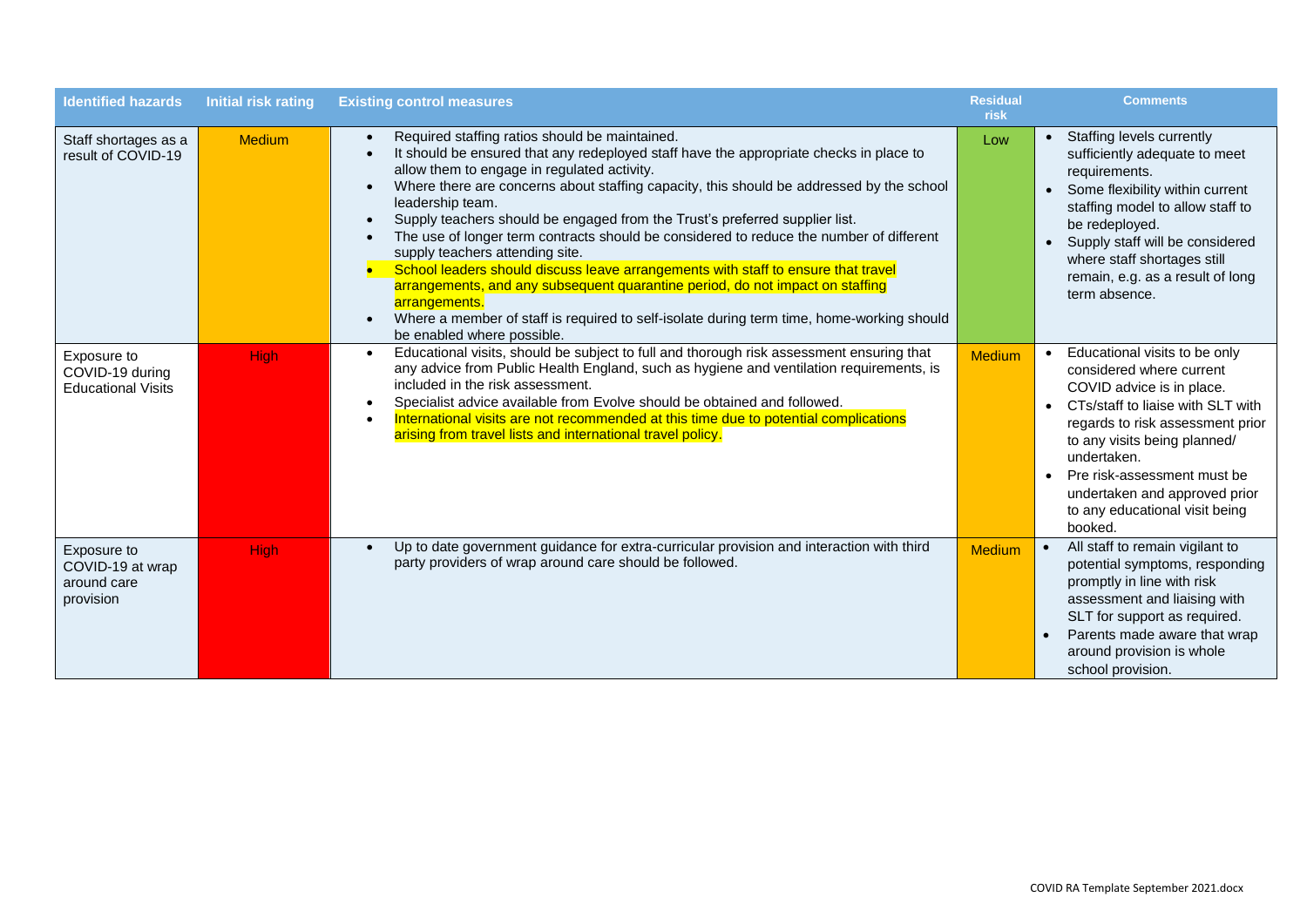| Identified hazards | Initial risk rating | Existing control measures | Residual risk | Comments |
|---|---|---|---|---|
| Staff shortages as a result of COVID-19 | Medium | • Required staffing ratios should be maintained.<br>• It should be ensured that any redeployed staff have the appropriate checks in place to allow them to engage in regulated activity.<br>• Where there are concerns about staffing capacity, this should be addressed by the school leadership team.<br>• Supply teachers should be engaged from the Trust's preferred supplier list.<br>• The use of longer term contracts should be considered to reduce the number of different supply teachers attending site.<br>• School leaders should discuss leave arrangements with staff to ensure that travel arrangements, and any subsequent quarantine period, do not impact on staffing arrangements.<br>• Where a member of staff is required to self-isolate during term time, home-working should be enabled where possible. | Low | • Staffing levels currently sufficiently adequate to meet requirements.<br>• Some flexibility within current staffing model to allow staff to be redeployed.<br>• Supply staff will be considered where staff shortages still remain, e.g. as a result of long term absence. |
| Exposure to COVID-19 during Educational Visits | High | • Educational visits, should be subject to full and thorough risk assessment ensuring that any advice from Public Health England, such as hygiene and ventilation requirements, is included in the risk assessment.<br>• Specialist advice available from Evolve should be obtained and followed.<br>• International visits are not recommended at this time due to potential complications arising from travel lists and international travel policy. | Medium | • Educational visits to be only considered where current COVID advice is in place.<br>• CTs/staff to liaise with SLT with regards to risk assessment prior to any visits being planned/ undertaken.<br>• Pre risk-assessment must be undertaken and approved prior to any educational visit being booked. |
| Exposure to COVID-19 at wrap around care provision | High | • Up to date government guidance for extra-curricular provision and interaction with third party providers of wrap around care should be followed. | Medium | • All staff to remain vigilant to potential symptoms, responding promptly in line with risk assessment and liaising with SLT for support as required.<br>• Parents made aware that wrap around provision is whole school provision. |